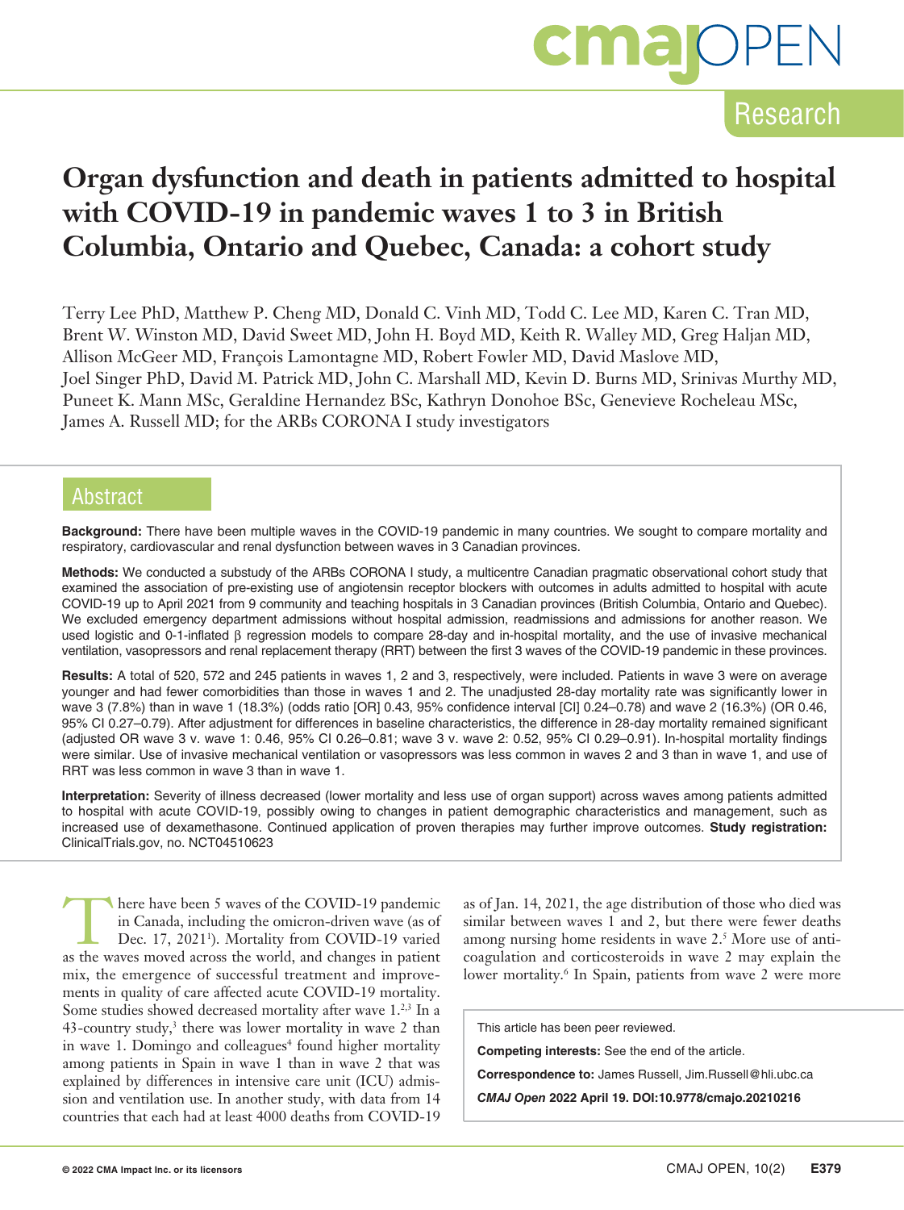Research

# Organ dysfunction and death in patients admitted to hospital with COVID-19 in pandemic waves 1 to 3 in British Columbia, Ontario and Quebec, Canada: a cohort study

Terry Lee PhD, Matthew P. Cheng MD, Donald C. Vinh MD, Todd C. Lee MD, Karen C. Tran MD, Brent W. Winston MD, David Sweet MD, John H. Boyd MD, Keith R. Walley MD, Greg Haljan MD, Allison McGeer MD, François Lamontagne MD, Robert Fowler MD, David Maslove MD, Joel Singer PhD, David M. Patrick MD, John C. Marshall MD, Kevin D. Burns MD, Srinivas Murthy MD, Puneet K. Mann MSc, Geraldine Hernandez BSc, Kathryn Donohoe BSc, Genevieve Rocheleau MSc, James A. Russell MD; for the ARBs CORONA I study investigators

## Abstract

**Background:** There have been multiple waves in the COVID-19 pandemic in many countries. We sought to compare mortality and respiratory, cardiovascular and renal dysfunction between waves in 3 Canadian provinces.

**Methods:** We conducted a substudy of the ARBs CORONA I study, a multicentre Canadian pragmatic observational cohort study that examined the association of pre-existing use of angiotensin receptor blockers with outcomes in adults admitted to hospital with acute COVID-19 up to April 2021 from 9 community and teaching hospitals in 3 Canadian provinces (British Columbia, Ontario and Quebec). We excluded emergency department admissions without hospital admission, readmissions and admissions for another reason. We used logistic and 0-1-inflated β regression models to compare 28-day and in-hospital mortality, and the use of invasive mechanical ventilation, vasopressors and renal replacement therapy (RRT) between the first 3 waves of the COVID-19 pandemic in these provinces.

**Results:** A total of 520, 572 and 245 patients in waves 1, 2 and 3, respectively, were included. Patients in wave 3 were on average younger and had fewer comorbidities than those in waves 1 and 2. The unadjusted 28-day mortality rate was significantly lower in wave 3 (7.8%) than in wave 1 (18.3%) (odds ratio [OR] 0.43, 95% confidence interval [CI] 0.24–0.78) and wave 2 (16.3%) (OR 0.46, 95% CI 0.27–0.79). After adjustment for differences in baseline characteristics, the difference in 28-day mortality remained significant (adjusted OR wave 3 v. wave 1: 0.46, 95% CI 0.26–0.81; wave 3 v. wave 2: 0.52, 95% CI 0.29–0.91). In-hospital mortality findings were similar. Use of invasive mechanical ventilation or vasopressors was less common in waves 2 and 3 than in wave 1, and use of RRT was less common in wave 3 than in wave 1.

**Interpretation:** Severity of illness decreased (lower mortality and less use of organ support) across waves among patients admitted to hospital with acute COVID-19, possibly owing to changes in patient demographic characteristics and management, such as increased use of dexamethasone. Continued application of proven therapies may further improve outcomes. **Study registration:** ClinicalTrials.gov, no. NCT04510623

There have been 5 waves of the COVID-19 pandemic in Canada, including the omicron-driven wave (as of Dec. 17, 2021[1]). Mortality from COVID-19 varied as the waves moved across the world, and changes in patient mix, the emergence of successful treatment and improvements in quality of care affected acute COVID-19 mortality. Some studies showed decreased mortality after wave 1.[2,3] In a 43-country study,[3] there was lower mortality in wave 2 than in wave 1. Domingo and colleagues[4] found higher mortality among patients in Spain in wave 1 than in wave 2 that was explained by differences in intensive care unit (ICU) admission and ventilation use. In another study, with data from 14 countries that each had at least 4000 deaths from COVID-19 as of Jan. 14, 2021, the age distribution of those who died was similar between waves 1 and 2, but there were fewer deaths among nursing home residents in wave 2.[5] More use of anticoagulation and corticosteroids in wave 2 may explain the lower mortality.[6] In Spain, patients from wave 2 were more

This article has been peer reviewed.

**Competing interests:** See the end of the article.

**Correspondence to:** James Russell, Jim.Russell@hli.ubc.ca

*CMAJ Open* **2022 April 19. DOI:10.9778/cmajo.20210216**

© 2022 CMA Impact Inc. or its licensors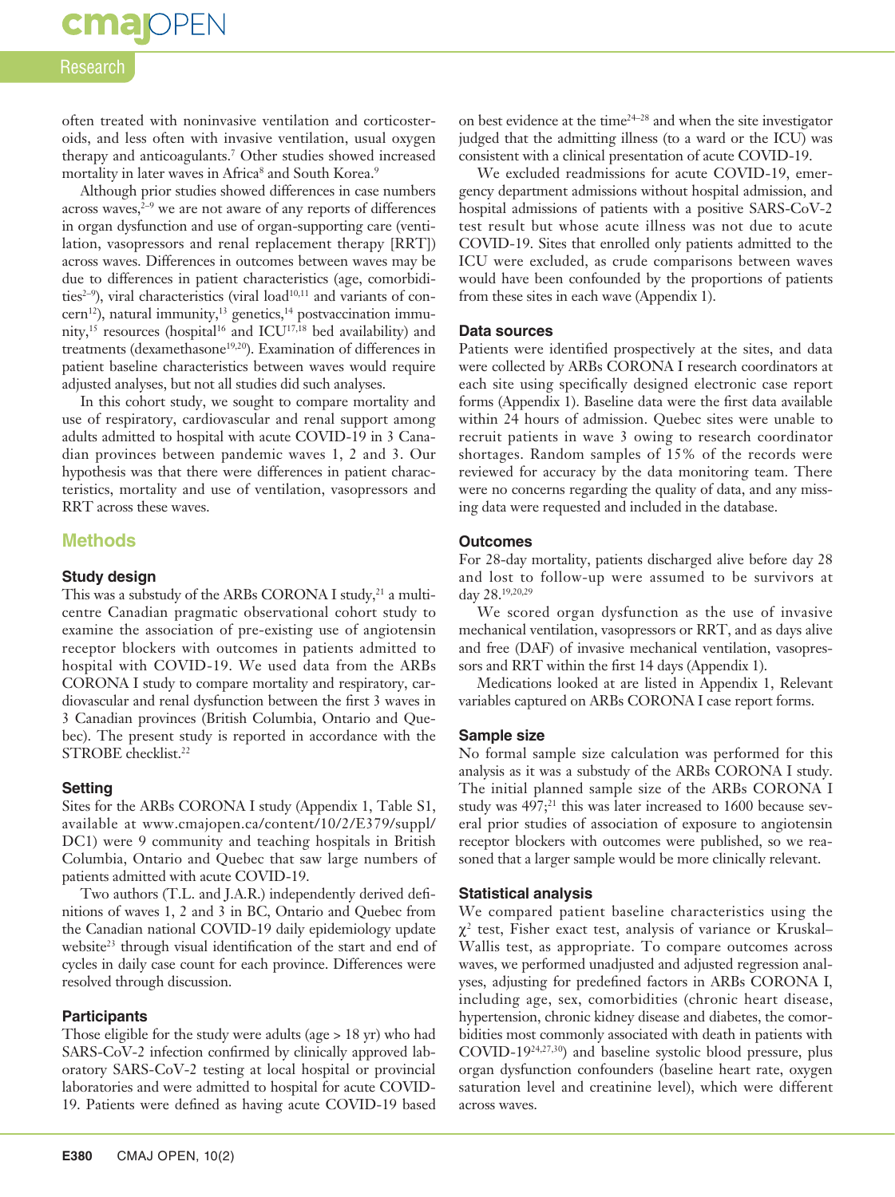often treated with noninvasive ventilation and corticosteroids, and less often with invasive ventilation, usual oxygen therapy and anticoagulants.[7] Other studies showed increased mortality in later waves in Africa[8] and South Korea.[9]

Although prior studies showed differences in case numbers across waves,[2–9] we are not aware of any reports of differences in organ dysfunction and use of organ-supporting care (ventilation, vasopressors and renal replacement therapy [RRT]) across waves. Differences in outcomes between waves may be due to differences in patient characteristics (age, comorbidities[2–9]), viral characteristics (viral load[10,11] and variants of concern[12]), natural immunity,[13] genetics,[14] postvaccination immunity,[15] resources (hospital[16] and ICU[17,18] bed availability) and treatments (dexamethasone[19,20]). Examination of differences in patient baseline characteristics between waves would require adjusted analyses, but not all studies did such analyses.

In this cohort study, we sought to compare mortality and use of respiratory, cardiovascular and renal support among adults admitted to hospital with acute COVID-19 in 3 Canadian provinces between pandemic waves 1, 2 and 3. Our hypothesis was that there were differences in patient characteristics, mortality and use of ventilation, vasopressors and RRT across these waves.

## Methods

### Study design

This was a substudy of the ARBs CORONA I study,[21] a multicentre Canadian pragmatic observational cohort study to examine the association of pre-existing use of angiotensin receptor blockers with outcomes in patients admitted to hospital with COVID-19. We used data from the ARBs CORONA I study to compare mortality and respiratory, cardiovascular and renal dysfunction between the first 3 waves in 3 Canadian provinces (British Columbia, Ontario and Quebec). The present study is reported in accordance with the STROBE checklist.[22]

### Setting

Sites for the ARBs CORONA I study (Appendix 1, Table S1, available at www.cmajopen.ca/content/10/2/E379/suppl/DC1) were 9 community and teaching hospitals in British Columbia, Ontario and Quebec that saw large numbers of patients admitted with acute COVID-19.

Two authors (T.L. and J.A.R.) independently derived definitions of waves 1, 2 and 3 in BC, Ontario and Quebec from the Canadian national COVID-19 daily epidemiology update website[23] through visual identification of the start and end of cycles in daily case count for each province. Differences were resolved through discussion.

### Participants

Those eligible for the study were adults (age > 18 yr) who had SARS-CoV-2 infection confirmed by clinically approved laboratory SARS-CoV-2 testing at local hospital or provincial laboratories and were admitted to hospital for acute COVID-19. Patients were defined as having acute COVID-19 based on best evidence at the time[24–28] and when the site investigator judged that the admitting illness (to a ward or the ICU) was consistent with a clinical presentation of acute COVID-19.

We excluded readmissions for acute COVID-19, emergency department admissions without hospital admission, and hospital admissions of patients with a positive SARS-CoV-2 test result but whose acute illness was not due to acute COVID-19. Sites that enrolled only patients admitted to the ICU were excluded, as crude comparisons between waves would have been confounded by the proportions of patients from these sites in each wave (Appendix 1).

### Data sources

Patients were identified prospectively at the sites, and data were collected by ARBs CORONA I research coordinators at each site using specifically designed electronic case report forms (Appendix 1). Baseline data were the first data available within 24 hours of admission. Quebec sites were unable to recruit patients in wave 3 owing to research coordinator shortages. Random samples of 15% of the records were reviewed for accuracy by the data monitoring team. There were no concerns regarding the quality of data, and any missing data were requested and included in the database.

### Outcomes

For 28-day mortality, patients discharged alive before day 28 and lost to follow-up were assumed to be survivors at day 28.[19,20,29]

We scored organ dysfunction as the use of invasive mechanical ventilation, vasopressors or RRT, and as days alive and free (DAF) of invasive mechanical ventilation, vasopressors and RRT within the first 14 days (Appendix 1).

Medications looked at are listed in Appendix 1, Relevant variables captured on ARBs CORONA I case report forms.

### Sample size

No formal sample size calculation was performed for this analysis as it was a substudy of the ARBs CORONA I study. The initial planned sample size of the ARBs CORONA I study was 497;[21] this was later increased to 1600 because several prior studies of association of exposure to angiotensin receptor blockers with outcomes were published, so we reasoned that a larger sample would be more clinically relevant.

### Statistical analysis

We compared patient baseline characteristics using the $\chi^2$ test, Fisher exact test, analysis of variance or Kruskal–Wallis test, as appropriate. To compare outcomes across waves, we performed unadjusted and adjusted regression analyses, adjusting for predefined factors in ARBs CORONA I, including age, sex, comorbidities (chronic heart disease, hypertension, chronic kidney disease and diabetes, the comorbidities most commonly associated with death in patients with COVID-19[24,27,30]) and baseline systolic blood pressure, plus organ dysfunction confounders (baseline heart rate, oxygen saturation level and creatinine level), which were different across waves.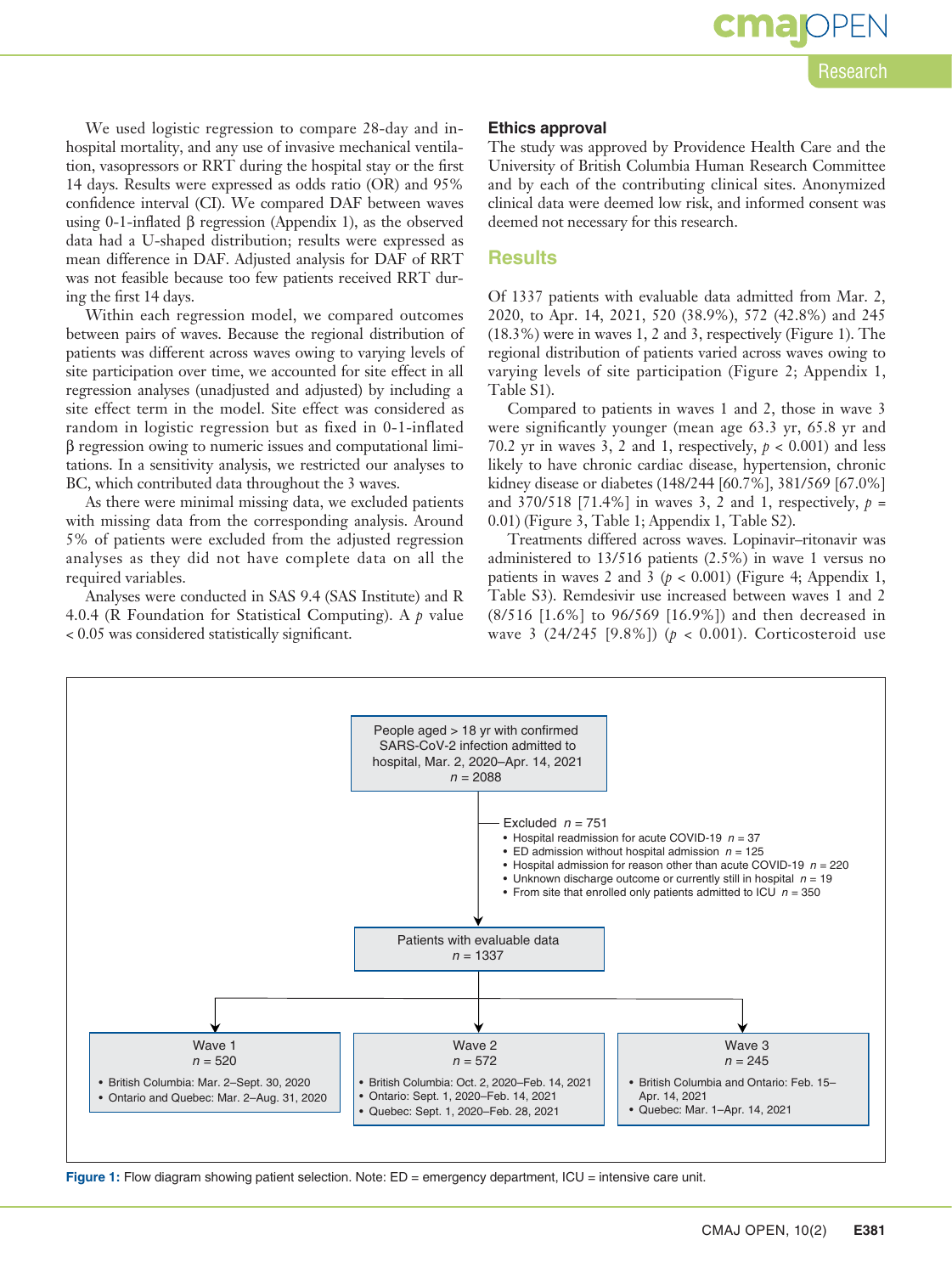We used logistic regression to compare 28-day and in-hospital mortality, and any use of invasive mechanical ventilation, vasopressors or RRT during the hospital stay or the first 14 days. Results were expressed as odds ratio (OR) and 95% confidence interval (CI). We compared DAF between waves using 0-1-inflated β regression (Appendix 1), as the observed data had a U-shaped distribution; results were expressed as mean difference in DAF. Adjusted analysis for DAF of RRT was not feasible because too few patients received RRT during the first 14 days.

Within each regression model, we compared outcomes between pairs of waves. Because the regional distribution of patients was different across waves owing to varying levels of site participation over time, we accounted for site effect in all regression analyses (unadjusted and adjusted) by including a site effect term in the model. Site effect was considered as random in logistic regression but as fixed in 0-1-inflated β regression owing to numeric issues and computational limitations. In a sensitivity analysis, we restricted our analyses to BC, which contributed data throughout the 3 waves.

As there were minimal missing data, we excluded patients with missing data from the corresponding analysis. Around 5% of patients were excluded from the adjusted regression analyses as they did not have complete data on all the required variables.

Analyses were conducted in SAS 9.4 (SAS Institute) and R 4.0.4 (R Foundation for Statistical Computing). A $p$ value $< 0.05$ was considered statistically significant.

### Ethics approval

The study was approved by Providence Health Care and the University of British Columbia Human Research Committee and by each of the contributing clinical sites. Anonymized clinical data were deemed low risk, and informed consent was deemed not necessary for this research.

## Results

Of 1337 patients with evaluable data admitted from Mar. 2, 2020, to Apr. 14, 2021, 520 (38.9%), 572 (42.8%) and 245 (18.3%) were in waves 1, 2 and 3, respectively (Figure 1). The regional distribution of patients varied across waves owing to varying levels of site participation (Figure 2; Appendix 1, Table S1).

Compared to patients in waves 1 and 2, those in wave 3 were significantly younger (mean age 63.3 yr, 65.8 yr and 70.2 yr in waves 3, 2 and 1, respectively, $p < 0.001$) and less likely to have chronic cardiac disease, hypertension, chronic kidney disease or diabetes (148/244 [60.7%], 381/569 [67.0%] and 370/518 [71.4%] in waves 3, 2 and 1, respectively, $p = 0.01$) (Figure 3, Table 1; Appendix 1, Table S2).

Treatments differed across waves. Lopinavir–ritonavir was administered to 13/516 patients (2.5%) in wave 1 versus no patients in waves 2 and 3 ($p < 0.001$) (Figure 4; Appendix 1, Table S3). Remdesivir use increased between waves 1 and 2 (8/516 [1.6%] to 96/569 [16.9%]) and then decreased in wave 3 (24/245 [9.8%]) ($p < 0.001$). Corticosteroid use

People aged > 18 yr with confirmed SARS-CoV-2 infection admitted to hospital, Mar. 2, 2020–Apr. 14, 2021
$n = 2088$

Excluded $n = 751$
- Hospital readmission for acute COVID-19 $n = 37$
- ED admission without hospital admission $n = 125$
- Hospital admission for reason other than acute COVID-19 $n = 220$
- Unknown discharge outcome or currently still in hospital $n = 19$
- From site that enrolled only patients admitted to ICU $n = 350$

Patients with evaluable data
$n = 1337$

Wave 1
$n = 520$
- British Columbia: Mar. 2–Sept. 30, 2020
- Ontario and Quebec: Mar. 2–Aug. 31, 2020

Wave 2
$n = 572$
- British Columbia: Oct. 2, 2020–Feb. 14, 2021
- Ontario: Sept. 1, 2020–Feb. 14, 2021
- Quebec: Sept. 1, 2020–Feb. 28, 2021

Wave 3
$n = 245$
- British Columbia and Ontario: Feb. 15–Apr. 14, 2021
- Quebec: Mar. 1–Apr. 14, 2021

**Figure 1:** Flow diagram showing patient selection. Note: ED = emergency department, ICU = intensive care unit.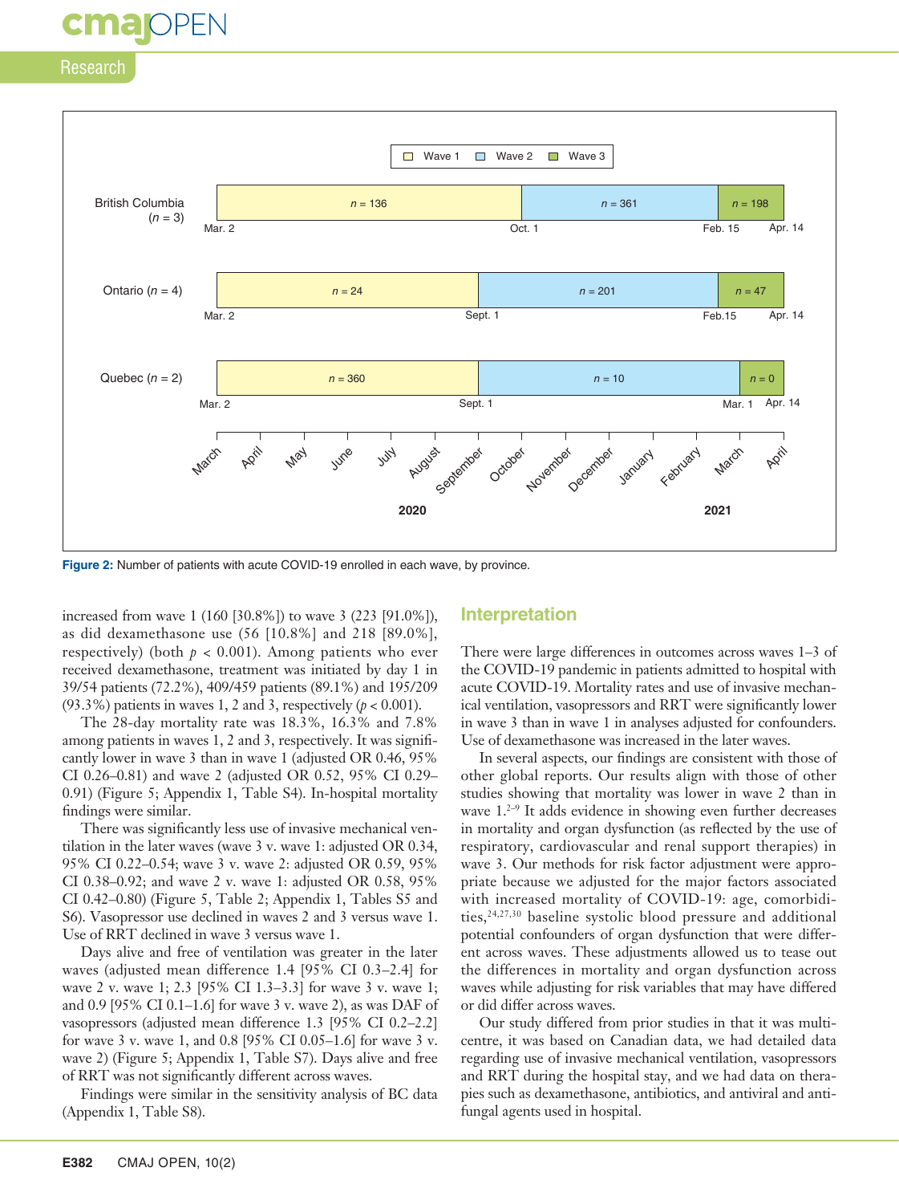Figure 2: Number of patients with acute COVID-19 enrolled in each wave, by province.

increased from wave 1 (160 [30.8%]) to wave 3 (223 [91.0%]), as did dexamethasone use (56 [10.8%] and 218 [89.0%], respectively) (both $p < 0.001$). Among patients who ever received dexamethasone, treatment was initiated by day 1 in 39/54 patients (72.2%), 409/459 patients (89.1%) and 195/209 (93.3%) patients in waves 1, 2 and 3, respectively ($p < 0.001$).

The 28-day mortality rate was 18.3%, 16.3% and 7.8% among patients in waves 1, 2 and 3, respectively. It was significantly lower in wave 3 than in wave 1 (adjusted OR 0.46, 95% CI 0.26–0.81) and wave 2 (adjusted OR 0.52, 95% CI 0.29–0.91) (Figure 5; Appendix 1, Table S4). In-hospital mortality findings were similar.

There was significantly less use of invasive mechanical ventilation in the later waves (wave 3 v. wave 1: adjusted OR 0.34, 95% CI 0.22–0.54; wave 3 v. wave 2: adjusted OR 0.59, 95% CI 0.38–0.92; and wave 2 v. wave 1: adjusted OR 0.58, 95% CI 0.42–0.80) (Figure 5, Table 2; Appendix 1, Tables S5 and S6). Vasopressor use declined in waves 2 and 3 versus wave 1. Use of RRT declined in wave 3 versus wave 1.

Days alive and free of ventilation was greater in the later waves (adjusted mean difference 1.4 [95% CI 0.3–2.4] for wave 2 v. wave 1; 2.3 [95% CI 1.3–3.3] for wave 3 v. wave 1; and 0.9 [95% CI 0.1–1.6] for wave 3 v. wave 2), as was DAF of vasopressors (adjusted mean difference 1.3 [95% CI 0.2–2.2] for wave 3 v. wave 1, and 0.8 [95% CI 0.05–1.6] for wave 3 v. wave 2) (Figure 5; Appendix 1, Table S7). Days alive and free of RRT was not significantly different across waves.

Findings were similar in the sensitivity analysis of BC data (Appendix 1, Table S8).

## Interpretation

There were large differences in outcomes across waves 1–3 of the COVID-19 pandemic in patients admitted to hospital with acute COVID-19. Mortality rates and use of invasive mechanical ventilation, vasopressors and RRT were significantly lower in wave 3 than in wave 1 in analyses adjusted for confounders. Use of dexamethasone was increased in the later waves.

In several aspects, our findings are consistent with those of other global reports. Our results align with those of other studies showing that mortality was lower in wave 2 than in wave 1.[2–9] It adds evidence in showing even further decreases in mortality and organ dysfunction (as reflected by the use of respiratory, cardiovascular and renal support therapies) in wave 3. Our methods for risk factor adjustment were appropriate because we adjusted for the major factors associated with increased mortality of COVID-19: age, comorbidities,[24,27,30] baseline systolic blood pressure and additional potential confounders of organ dysfunction that were different across waves. These adjustments allowed us to tease out the differences in mortality and organ dysfunction across waves while adjusting for risk variables that may have differed or did differ across waves.

Our study differed from prior studies in that it was multicentre, it was based on Canadian data, we had detailed data regarding use of invasive mechanical ventilation, vasopressors and RRT during the hospital stay, and we had data on therapies such as dexamethasone, antibiotics, and antiviral and antifungal agents used in hospital.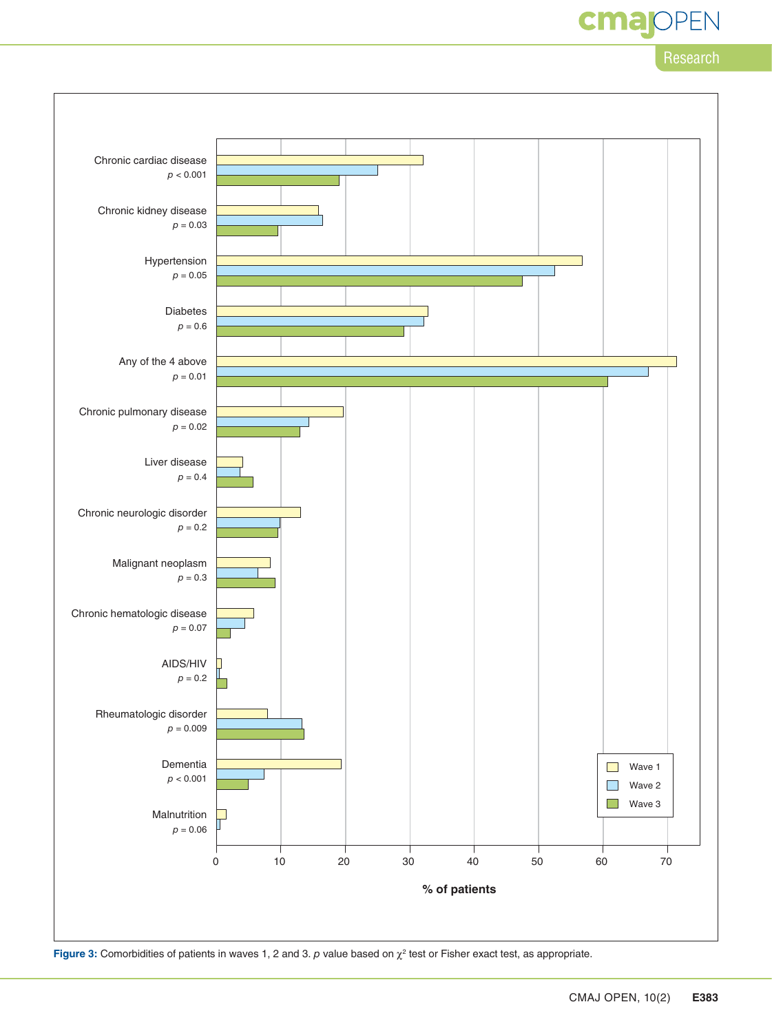Figure 3: Comorbidities of patients in waves 1, 2 and 3. *p* value based on $\chi^2$ test or Fisher exact test, as appropriate.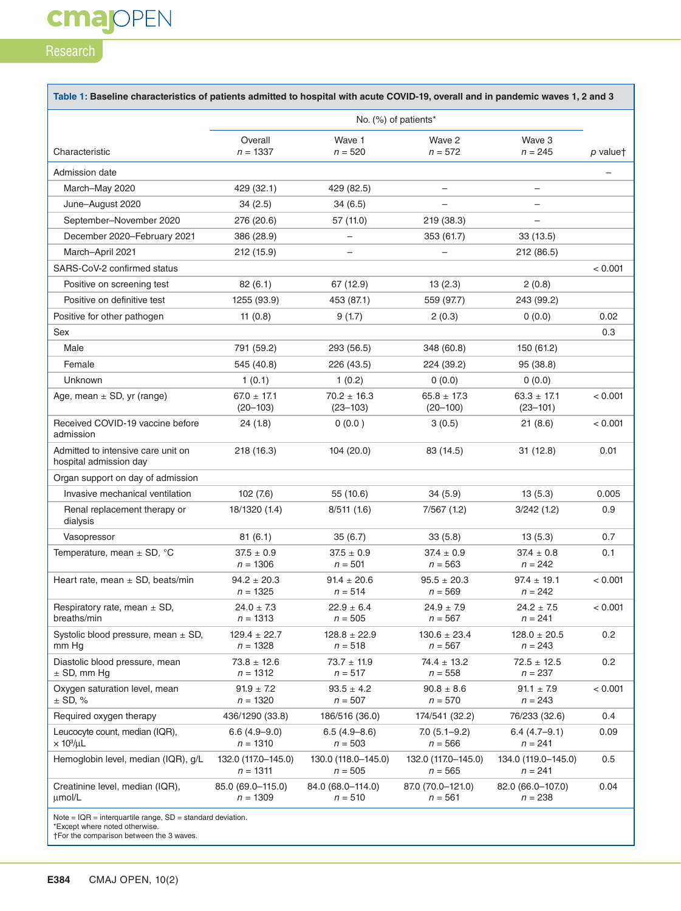**Table 1: Baseline characteristics of patients admitted to hospital with acute COVID-19, overall and in pandemic waves 1, 2 and 3**

| Characteristic | No. (%) of patients* | | | | p value† |
|---|---|---|---|---|---|
| | Overall n = 1337 | Wave 1 n = 520 | Wave 2 n = 572 | Wave 3 n = 245 | |
| Admission date | | | | | – |
| March–May 2020 | 429 (32.1) | 429 (82.5) | – | – | |
| June–August 2020 | 34 (2.5) | 34 (6.5) | – | – | |
| September–November 2020 | 276 (20.6) | 57 (11.0) | 219 (38.3) | – | |
| December 2020–February 2021 | 386 (28.9) | – | 353 (61.7) | 33 (13.5) | |
| March–April 2021 | 212 (15.9) | – | – | 212 (86.5) | |
| SARS-CoV-2 confirmed status | | | | | < 0.001 |
| Positive on screening test | 82 (6.1) | 67 (12.9) | 13 (2.3) | 2 (0.8) | |
| Positive on definitive test | 1255 (93.9) | 453 (87.1) | 559 (97.7) | 243 (99.2) | |
| Positive for other pathogen | 11 (0.8) | 9 (1.7) | 2 (0.3) | 0 (0.0) | 0.02 |
| Sex | | | | | 0.3 |
| Male | 791 (59.2) | 293 (56.5) | 348 (60.8) | 150 (61.2) | |
| Female | 545 (40.8) | 226 (43.5) | 224 (39.2) | 95 (38.8) | |
| Unknown | 1 (0.1) | 1 (0.2) | 0 (0.0) | 0 (0.0) | |
| Age, mean ± SD, yr (range) | 67.0 ± 17.1 (20–103) | 70.2 ± 16.3 (23–103) | 65.8 ± 17.3 (20–100) | 63.3 ± 17.1 (23–101) | < 0.001 |
| Received COVID-19 vaccine before admission | 24 (1.8) | 0 (0.0 ) | 3 (0.5) | 21 (8.6) | < 0.001 |
| Admitted to intensive care unit on hospital admission day | 218 (16.3) | 104 (20.0) | 83 (14.5) | 31 (12.8) | 0.01 |
| Organ support on day of admission | | | | | |
| Invasive mechanical ventilation | 102 (7.6) | 55 (10.6) | 34 (5.9) | 13 (5.3) | 0.005 |
| Renal replacement therapy or dialysis | 18/1320 (1.4) | 8/511 (1.6) | 7/567 (1.2) | 3/242 (1.2) | 0.9 |
| Vasopressor | 81 (6.1) | 35 (6.7) | 33 (5.8) | 13 (5.3) | 0.7 |
| Temperature, mean ± SD, °C | 37.5 ± 0.9 n = 1306 | 37.5 ± 0.9 n = 501 | 37.4 ± 0.9 n = 563 | 37.4 ± 0.8 n = 242 | 0.1 |
| Heart rate, mean ± SD, beats/min | 94.2 ± 20.3 n = 1325 | 91.4 ± 20.6 n = 514 | 95.5 ± 20.3 n = 569 | 97.4 ± 19.1 n = 242 | < 0.001 |
| Respiratory rate, mean ± SD, breaths/min | 24.0 ± 7.3 n = 1313 | 22.9 ± 6.4 n = 505 | 24.9 ± 7.9 n = 567 | 24.2 ± 7.5 n = 241 | < 0.001 |
| Systolic blood pressure, mean ± SD, mm Hg | 129.4 ± 22.7 n = 1328 | 128.8 ± 22.9 n = 518 | 130.6 ± 23.4 n = 567 | 128.0 ± 20.5 n = 243 | 0.2 |
| Diastolic blood pressure, mean ± SD, mm Hg | 73.8 ± 12.6 n = 1312 | 73.7 ± 11.9 n = 517 | 74.4 ± 13.2 n = 558 | 72.5 ± 12.5 n = 237 | 0.2 |
| Oxygen saturation level, mean ± SD, % | 91.9 ± 7.2 n = 1320 | 93.5 ± 4.2 n = 507 | 90.8 ± 8.6 n = 570 | 91.1 ± 7.9 n = 243 | < 0.001 |
| Required oxygen therapy | 436/1290 (33.8) | 186/516 (36.0) | 174/541 (32.2) | 76/233 (32.6) | 0.4 |
| Leucocyte count, median (IQR), × 10³/μL | 6.6 (4.9–9.0) n = 1310 | 6.5 (4.9–8.6) n = 503 | 7.0 (5.1–9.2) n = 566 | 6.4 (4.7–9.1) n = 241 | 0.09 |
| Hemoglobin level, median (IQR), g/L | 132.0 (117.0–145.0) n = 1311 | 130.0 (118.0–145.0) n = 505 | 132.0 (117.0–145.0) n = 565 | 134.0 (119.0–145.0) n = 241 | 0.5 |
| Creatinine level, median (IQR), μmol/L | 85.0 (69.0–115.0) n = 1309 | 84.0 (68.0–114.0) n = 510 | 87.0 (70.0–121.0) n = 561 | 82.0 (66.0–107.0) n = 238 | 0.04 |

Note = IQR = interquartile range, SD = standard deviation.
*Except where noted otherwise.
†For the comparison between the 3 waves.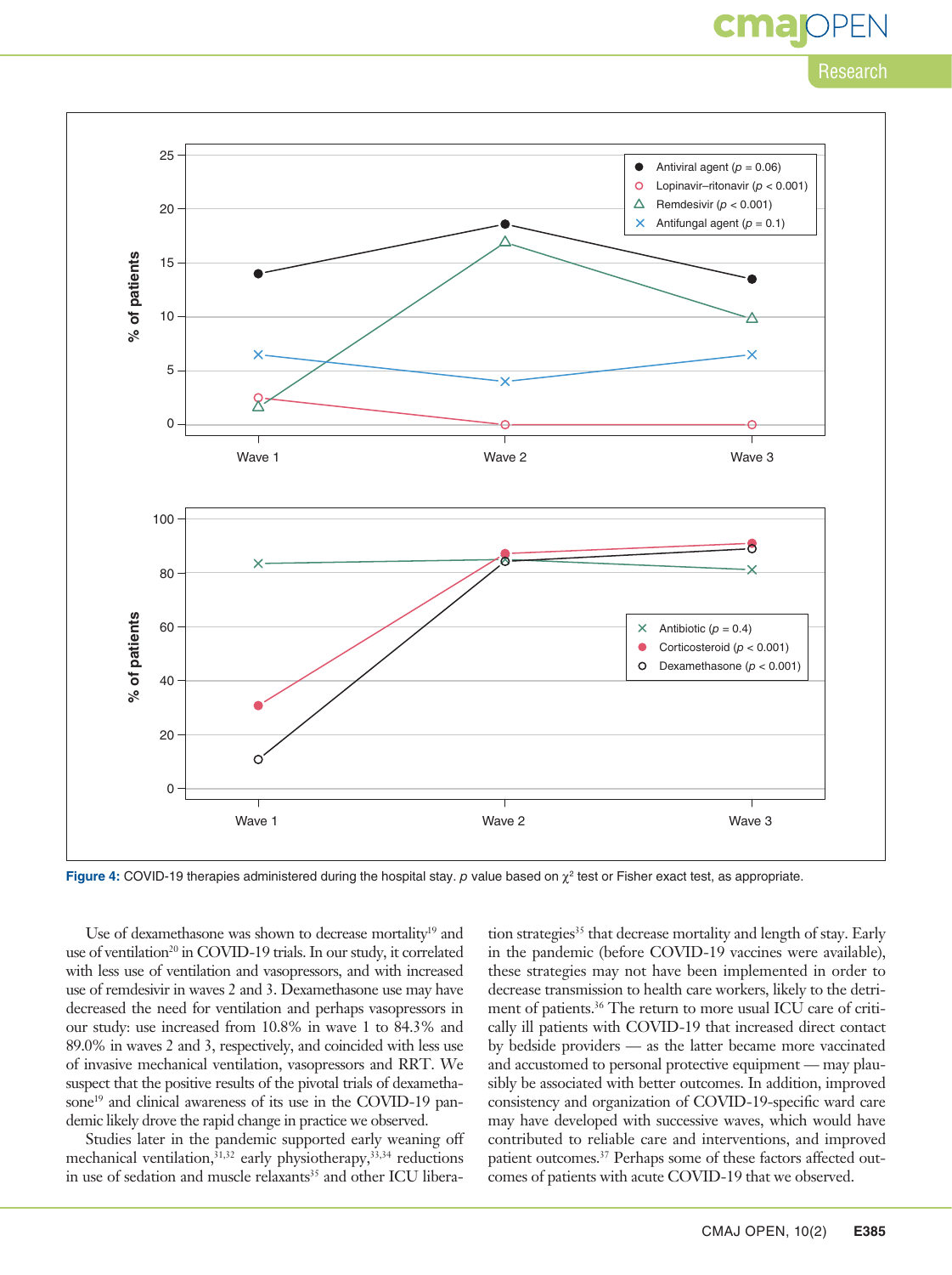**Figure 4:** COVID-19 therapies administered during the hospital stay. *p* value based on $\chi^2$ test or Fisher exact test, as appropriate.

Use of dexamethasone was shown to decrease mortality[19] and use of ventilation[20] in COVID-19 trials. In our study, it correlated with less use of ventilation and vasopressors, and with increased use of remdesivir in waves 2 and 3. Dexamethasone use may have decreased the need for ventilation and perhaps vasopressors in our study: use increased from 10.8% in wave 1 to 84.3% and 89.0% in waves 2 and 3, respectively, and coincided with less use of invasive mechanical ventilation, vasopressors and RRT. We suspect that the positive results of the pivotal trials of dexamethasone[19] and clinical awareness of its use in the COVID-19 pandemic likely drove the rapid change in practice we observed.

Studies later in the pandemic supported early weaning off mechanical ventilation,[31,32] early physiotherapy,[33,34] reductions in use of sedation and muscle relaxants[35] and other ICU liberation strategies[35] that decrease mortality and length of stay. Early in the pandemic (before COVID-19 vaccines were available), these strategies may not have been implemented in order to decrease transmission to health care workers, likely to the detriment of patients.[36] The return to more usual ICU care of critically ill patients with COVID-19 that increased direct contact by bedside providers — as the latter became more vaccinated and accustomed to personal protective equipment — may plausibly be associated with better outcomes. In addition, improved consistency and organization of COVID-19-specific ward care may have developed with successive waves, which would have contributed to reliable care and interventions, and improved patient outcomes.[37] Perhaps some of these factors affected outcomes of patients with acute COVID-19 that we observed.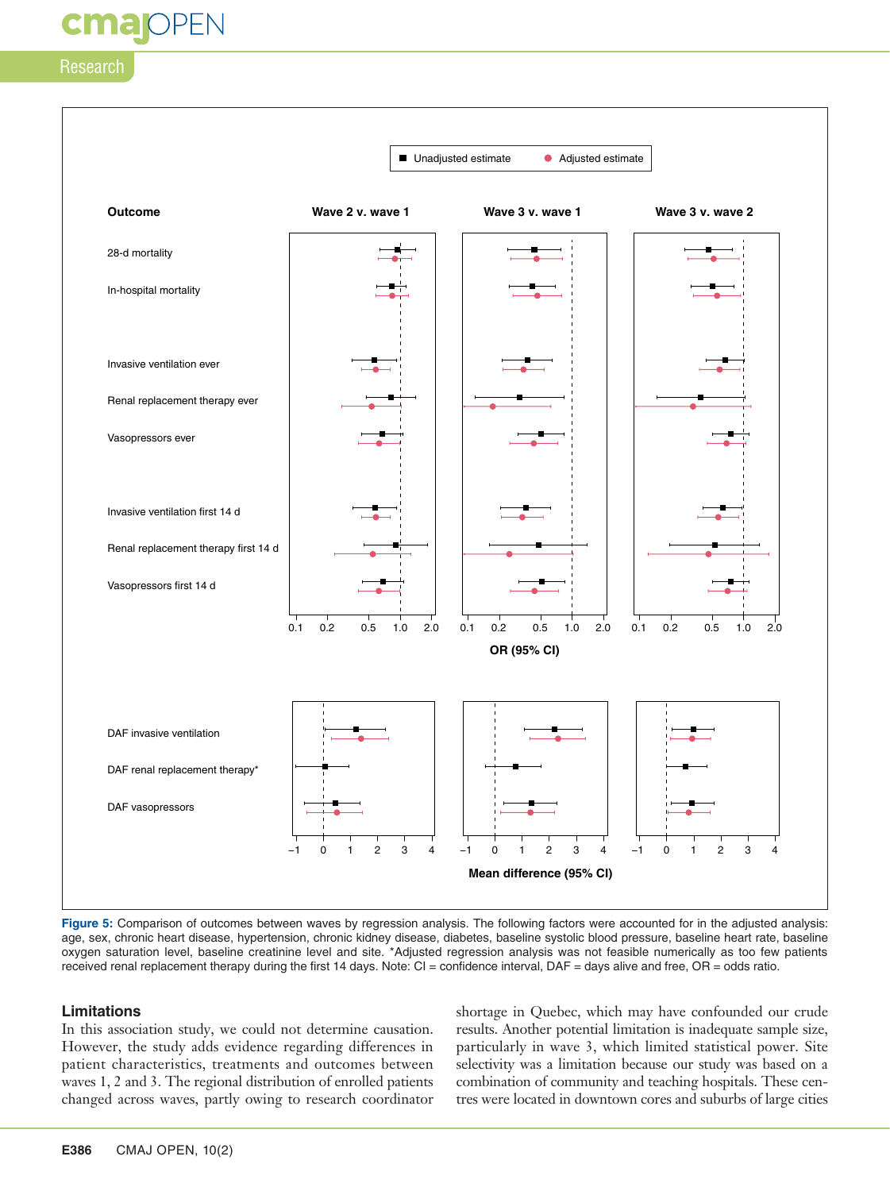**Figure 5:** Comparison of outcomes between waves by regression analysis. The following factors were accounted for in the adjusted analysis: age, sex, chronic heart disease, hypertension, chronic kidney disease, diabetes, baseline systolic blood pressure, baseline heart rate, baseline oxygen saturation level, baseline creatinine level and site. *Adjusted regression analysis was not feasible numerically as too few patients received renal replacement therapy during the first 14 days. Note: CI = confidence interval, DAF = days alive and free, OR = odds ratio.

## Limitations

In this association study, we could not determine causation. However, the study adds evidence regarding differences in patient characteristics, treatments and outcomes between waves 1, 2 and 3. The regional distribution of enrolled patients changed across waves, partly owing to research coordinator shortage in Quebec, which may have confounded our crude results. Another potential limitation is inadequate sample size, particularly in wave 3, which limited statistical power. Site selectivity was a limitation because our study was based on a combination of community and teaching hospitals. These centres were located in downtown cores and suburbs of large cities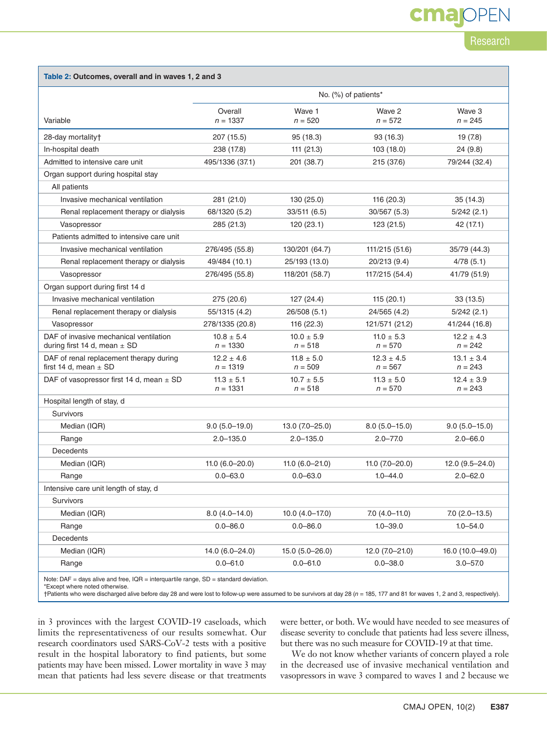**Table 2: Outcomes, overall and in waves 1, 2 and 3**

| Variable | No. (%) of patients* | | | |
|---|---|---|---|---|
| | Overall<br>*n* = 1337 | Wave 1<br>*n* = 520 | Wave 2<br>*n* = 572 | Wave 3<br>*n* = 245 |
| 28-day mortality† | 207 (15.5) | 95 (18.3) | 93 (16.3) | 19 (7.8) |
| In-hospital death | 238 (17.8) | 111 (21.3) | 103 (18.0) | 24 (9.8) |
| Admitted to intensive care unit | 495/1336 (37.1) | 201 (38.7) | 215 (37.6) | 79/244 (32.4) |
| Organ support during hospital stay | | | | |
| All patients | | | | |
| Invasive mechanical ventilation | 281 (21.0) | 130 (25.0) | 116 (20.3) | 35 (14.3) |
| Renal replacement therapy or dialysis | 68/1320 (5.2) | 33/511 (6.5) | 30/567 (5.3) | 5/242 (2.1) |
| Vasopressor | 285 (21.3) | 120 (23.1) | 123 (21.5) | 42 (17.1) |
| Patients admitted to intensive care unit | | | | |
| Invasive mechanical ventilation | 276/495 (55.8) | 130/201 (64.7) | 111/215 (51.6) | 35/79 (44.3) |
| Renal replacement therapy or dialysis | 49/484 (10.1) | 25/193 (13.0) | 20/213 (9.4) | 4/78 (5.1) |
| Vasopressor | 276/495 (55.8) | 118/201 (58.7) | 117/215 (54.4) | 41/79 (51.9) |
| Organ support during first 14 d | | | | |
| Invasive mechanical ventilation | 275 (20.6) | 127 (24.4) | 115 (20.1) | 33 (13.5) |
| Renal replacement therapy or dialysis | 55/1315 (4.2) | 26/508 (5.1) | 24/565 (4.2) | 5/242 (2.1) |
| Vasopressor | 278/1335 (20.8) | 116 (22.3) | 121/571 (21.2) | 41/244 (16.8) |
| DAF of invasive mechanical ventilation during first 14 d, mean ± SD | 10.8 ± 5.4<br>*n* = 1330 | 10.0 ± 5.9<br>*n* = 518 | 11.0 ± 5.3<br>*n* = 570 | 12.2 ± 4.3<br>*n* = 242 |
| DAF of renal replacement therapy during first 14 d, mean ± SD | 12.2 ± 4.6<br>*n* = 1319 | 11.8 ± 5.0<br>*n* = 509 | 12.3 ± 4.5<br>*n* = 567 | 13.1 ± 3.4<br>*n* = 243 |
| DAF of vasopressor first 14 d, mean ± SD | 11.3 ± 5.1<br>*n* = 1331 | 10.7 ± 5.5<br>*n* = 518 | 11.3 ± 5.0<br>*n* = 570 | 12.4 ± 3.9<br>*n* = 243 |
| Hospital length of stay, d | | | | |
| Survivors | | | | |
| Median (IQR) | 9.0 (5.0–19.0) | 13.0 (7.0–25.0) | 8.0 (5.0–15.0) | 9.0 (5.0–15.0) |
| Range | 2.0–135.0 | 2.0–135.0 | 2.0–77.0 | 2.0–66.0 |
| Decedents | | | | |
| Median (IQR) | 11.0 (6.0–20.0) | 11.0 (6.0–21.0) | 11.0 (7.0–20.0) | 12.0 (9.5–24.0) |
| Range | 0.0–63.0 | 0.0–63.0 | 1.0–44.0 | 2.0–62.0 |
| Intensive care unit length of stay, d | | | | |
| Survivors | | | | |
| Median (IQR) | 8.0 (4.0–14.0) | 10.0 (4.0–17.0) | 7.0 (4.0–11.0) | 7.0 (2.0–13.5) |
| Range | 0.0–86.0 | 0.0–86.0 | 1.0–39.0 | 1.0–54.0 |
| Decedents | | | | |
| Median (IQR) | 14.0 (6.0–24.0) | 15.0 (5.0–26.0) | 12.0 (7.0–21.0) | 16.0 (10.0–49.0) |
| Range | 0.0–61.0 | 0.0–61.0 | 0.0–38.0 | 3.0–57.0 |

Note: DAF = days alive and free, IQR = interquartile range, SD = standard deviation.
*Except where noted otherwise.
†Patients who were discharged alive before day 28 and were lost to follow-up were assumed to be survivors at day 28 (*n* = 185, 177 and 81 for waves 1, 2 and 3, respectively).

in 3 provinces with the largest COVID-19 caseloads, which limits the representativeness of our results somewhat. Our research coordinators used SARS-CoV-2 tests with a positive result in the hospital laboratory to find patients, but some patients may have been missed. Lower mortality in wave 3 may mean that patients had less severe disease or that treatments were better, or both. We would have needed to see measures of disease severity to conclude that patients had less severe illness, but there was no such measure for COVID-19 at that time.

We do not know whether variants of concern played a role in the decreased use of invasive mechanical ventilation and vasopressors in wave 3 compared to waves 1 and 2 because we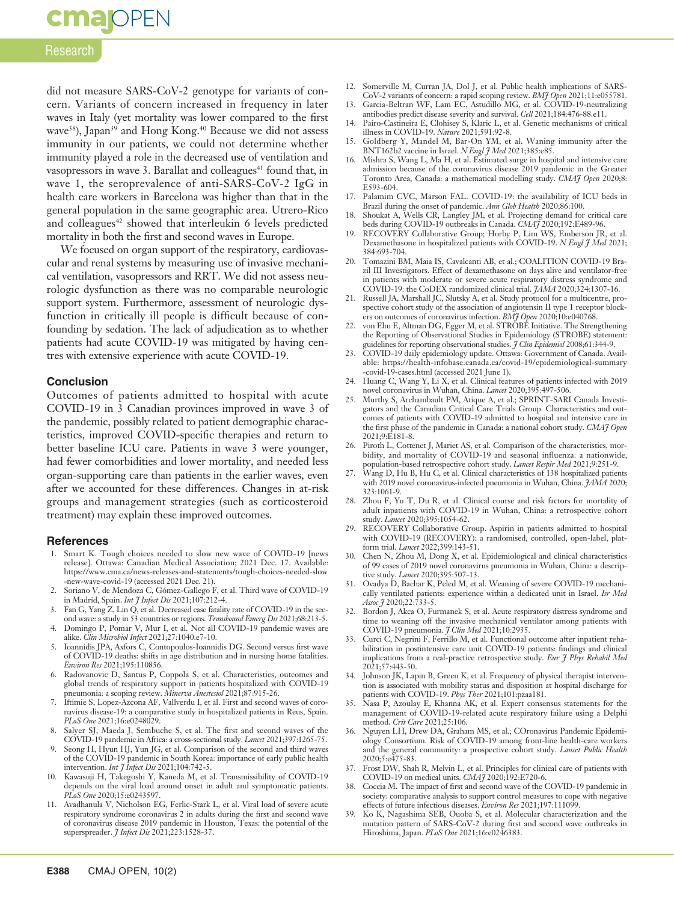did not measure SARS-CoV-2 genotype for variants of concern. Variants of concern increased in frequency in later waves in Italy (yet mortality was lower compared to the first wave[38]), Japan[39] and Hong Kong.[40] Because we did not assess immunity in our patients, we could not determine whether immunity played a role in the decreased use of ventilation and vasopressors in wave 3. Barallat and colleagues[41] found that, in wave 1, the seroprevalence of anti-SARS-CoV-2 IgG in health care workers in Barcelona was higher than that in the general population in the same geographic area. Utrero-Rico and colleagues[42] showed that interleukin 6 levels predicted mortality in both the first and second waves in Europe.

We focused on organ support of the respiratory, cardiovascular and renal systems by measuring use of invasive mechanical ventilation, vasopressors and RRT. We did not assess neurologic dysfunction as there was no comparable neurologic support system. Furthermore, assessment of neurologic dysfunction in critically ill people is difficult because of confounding by sedation. The lack of adjudication as to whether patients had acute COVID-19 was mitigated by having centres with extensive experience with acute COVID-19.

### Conclusion

Outcomes of patients admitted to hospital with acute COVID-19 in 3 Canadian provinces improved in wave 3 of the pandemic, possibly related to patient demographic characteristics, improved COVID-specific therapies and return to better baseline ICU care. Patients in wave 3 were younger, had fewer comorbidities and lower mortality, and needed less organ-supporting care than patients in the earlier waves, even after we accounted for these differences. Changes in at-risk groups and management strategies (such as corticosteroid treatment) may explain these improved outcomes.

### References

1. Smart K. Tough choices needed to slow new wave of COVID-19 [news release]. Ottawa: Canadian Medical Association; 2021 Dec. 17. Available: https://www.cma.ca/news-releases-and-statements/tough-choices-needed-slow-new-wave-covid-19 (accessed 2021 Dec. 21).
2. Soriano V, de Mendoza C, Gómez-Gallego F, et al. Third wave of COVID-19 in Madrid, Spain. *Int J Infect Dis* 2021;107:212-4.
3. Fan G, Yang Z, Lin Q, et al. Decreased case fatality rate of COVID-19 in the second wave: a study in 53 countries or regions. *Transbound Emerg Dis* 2021;68:213-5.
4. Domingo P, Pomar V, Mur I, et al. Not all COVID-19 pandemic waves are alike. *Clin Microbiol Infect* 2021;27:1040.e7-10.
5. Ioannidis JPA, Axfors C, Contopoulos-Ioannidis DG. Second versus first wave of COVID-19 deaths: shifts in age distribution and in nursing home fatalities. *Environ Res* 2021;195:110856.
6. Radovanovic D, Santus P, Coppola S, et al. Characteristics, outcomes and global trends of respiratory support in patients hospitalized with COVID-19 pneumonia: a scoping review. *Minerva Anestesiol* 2021;87:915-26.
7. Iftimie S, Lopez-Azcona AF, Vallverdu I, et al. First and second waves of coronavirus disease-19: a comparative study in hospitalized patients in Reus, Spain. *PLoS One* 2021;16:e0248029.
8. Salyer SJ, Maeda J, Sembuche S, et al. The first and second waves of the COVID-19 pandemic in Africa: a cross-sectional study. *Lancet* 2021;397:1265-75.
9. Seong H, Hyun HJ, Yun JG, et al. Comparison of the second and third waves of the COVID-19 pandemic in South Korea: importance of early public health intervention. *Int J Infect Dis* 2021;104:742-5.
10. Kawasuji H, Takegoshi Y, Kaneda M, et al. Transmissibility of COVID-19 depends on the viral load around onset in adult and symptomatic patients. *PLoS One* 2020;15:e0243597.
11. Avadhanula V, Nicholson EG, Ferlic-Stark L, et al. Viral load of severe acute respiratory syndrome coronavirus 2 in adults during the first and second wave of coronavirus disease 2019 pandemic in Houston, Texas: the potential of the superspreader. *J Infect Dis* 2021;223:1528-37.
12. Somerville M, Curran JA, Dol J, et al. Public health implications of SARS-CoV-2 variants of concern: a rapid scoping review. *BMJ Open* 2021;11:e055781.
13. Garcia-Beltran WF, Lam EC, Astudillo MG, et al. COVID-19-neutralizing antibodies predict disease severity and survival. *Cell* 2021;184:476-88.e11.
14. Pairo-Castineira E, Clohisey S, Klaric L, et al. Genetic mechanisms of critical illness in COVID-19. *Nature* 2021;591:92-8.
15. Goldberg Y, Mandel M, Bar-On YM, et al. Waning immunity after the BNT162b2 vaccine in Israel. *N Engl J Med* 2021;385:e85.
16. Mishra S, Wang L, Ma H, et al. Estimated surge in hospital and intensive care admission because of the coronavirus disease 2019 pandemic in the Greater Toronto Area, Canada: a mathematical modelling study. *CMAJ Open* 2020;8:E593-604.
17. Palamim CVC, Marson FAL. COVID-19: the availability of ICU beds in Brazil during the onset of pandemic. *Ann Glob Health* 2020;86:100.
18. Shoukat A, Wells CR, Langley JM, et al. Projecting demand for critical care beds during COVID-19 outbreaks in Canada. *CMAJ* 2020;192:E489-96.
19. RECOVERY Collaborative Group; Horby P, Lim WS, Emberson JR, et al. Dexamethasone in hospitalized patients with COVID-19. *N Engl J Med* 2021;384:693-704.
20. Tomazini BM, Maia IS, Cavalcanti AB, et al.; COALITION COVID-19 Brazil III Investigators. Effect of dexamethasone on days alive and ventilator-free in patients with moderate or severe acute respiratory distress syndrome and COVID-19: the CoDEX randomized clinical trial. *JAMA* 2020;324:1307-16.
21. Russell JA, Marshall JC, Slutsky A, et al. Study protocol for a multicentre, prospective cohort study of the association of angiotensin II type 1 receptor blockers on outcomes of coronavirus infection. *BMJ Open* 2020;10:e040768.
22. von Elm E, Altman DG, Egger M, et al. STROBE Initiative. The Strengthening the Reporting of Observational Studies in Epidemiology (STROBE) statement: guidelines for reporting observational studies. *J Clin Epidemiol* 2008;61:344-9.
23. COVID-19 daily epidemiology update. Ottawa: Government of Canada. Available: https://health-infobase.canada.ca/covid-19/epidemiological-summary-covid-19-cases.html (accessed 2021 June 1).
24. Huang C, Wang Y, Li X, et al. Clinical features of patients infected with 2019 novel coronavirus in Wuhan, China. *Lancet* 2020;395:497-506.
25. Murthy S, Archambault PM, Atique A, et al.; SPRINT-SARI Canada Investigators and the Canadian Critical Care Trials Group. Characteristics and outcomes of patients with COVID-19 admitted to hospital and intensive care in the first phase of the pandemic in Canada: a national cohort study. *CMAJ Open* 2021;9:E181-8.
26. Piroth L, Cottenet J, Mariet AS, et al. Comparison of the characteristics, morbidity, and mortality of COVID-19 and seasonal influenza: a nationwide, population-based retrospective cohort study. *Lancet Respir Med* 2021;9:251-9.
27. Wang D, Hu B, Hu C, et al. Clinical characteristics of 138 hospitalized patients with 2019 novel coronavirus-infected pneumonia in Wuhan, China. *JAMA* 2020;323:1061-9.
28. Zhou F, Yu T, Du R, et al. Clinical course and risk factors for mortality of adult inpatients with COVID-19 in Wuhan, China: a retrospective cohort study. *Lancet* 2020;395:1054-62.
29. RECOVERY Collaborative Group. Aspirin in patients admitted to hospital with COVID-19 (RECOVERY): a randomised, controlled, open-label, platform trial. *Lancet* 2022;399:143-51.
30. Chen N, Zhou M, Dong X, et al. Epidemiological and clinical characteristics of 99 cases of 2019 novel coronavirus pneumonia in Wuhan, China: a descriptive study. *Lancet* 2020;395:507-13.
31. Ovadya D, Bachar K, Peled M, et al. Weaning of severe COVID-19 mechanically ventilated patients: experience within a dedicated unit in Israel. *Isr Med Assoc J* 2020;22:733-5.
32. Bordon J, Akca O, Furmanek S, et al. Acute respiratory distress syndrome and time to weaning off the invasive mechanical ventilator among patients with COVID-19 pneumonia. *J Clin Med* 2021;10:2935.
33. Curci C, Negrini F, Ferrillo M, et al. Functional outcome after inpatient rehabilitation in postintensive care unit COVID-19 patients: findings and clinical implications from a real-practice retrospective study. *Eur J Phys Rehabil Med* 2021;57:443-50.
34. Johnson JK, Lapin B, Green K, et al. Frequency of physical therapist intervention is associated with mobility status and disposition at hospital discharge for patients with COVID-19. *Phys Ther* 2021;101:pzaa181.
35. Nasa P, Azoulay E, Khanna AK, et al. Expert consensus statements for the management of COVID-19-related acute respiratory failure using a Delphi method. *Crit Care* 2021;25:106.
36. Nguyen LH, Drew DA, Graham MS, et al.; COronavirus Pandemic Epidemiology Consortium. Risk of COVID-19 among front-line health-care workers and the general community: a prospective cohort study. *Lancet Public Health* 2020;5:e475-83.
37. Frost DW, Shah R, Melvin L, et al. Principles for clinical care of patients with COVID-19 on medical units. *CMAJ* 2020;192:E720-6.
38. Coccia M. The impact of first and second wave of the COVID-19 pandemic in society: comparative analysis to support control measures to cope with negative effects of future infectious diseases. *Environ Res* 2021;197:111099.
39. Ko K, Nagashima SEB, Ouoba S, et al. Molecular characterization and the mutation pattern of SARS-CoV-2 during first and second wave outbreaks in Hiroshima, Japan. *PLoS One* 2021;16:e0246383.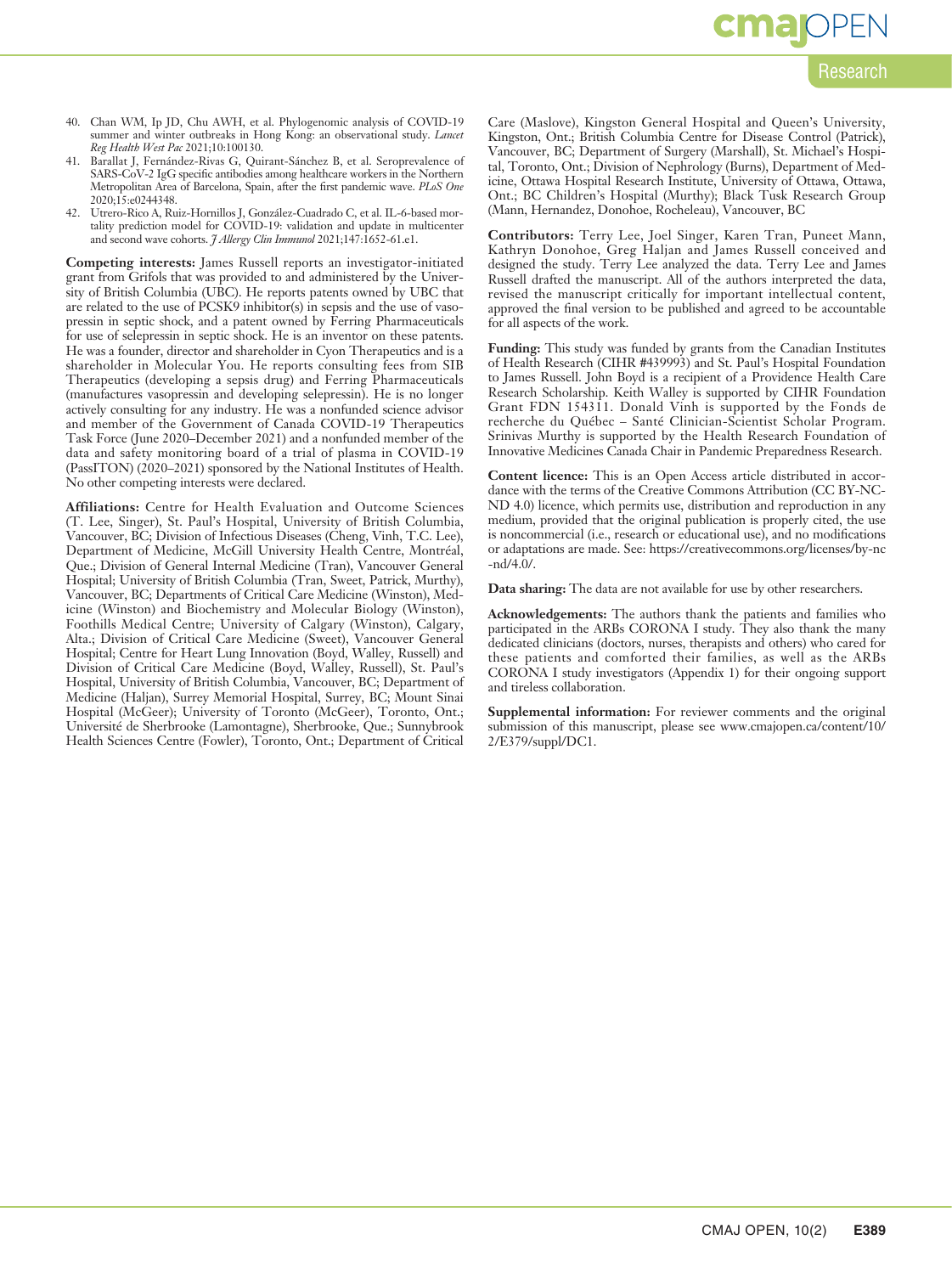40. Chan WM, Ip JD, Chu AWH, et al. Phylogenomic analysis of COVID-19 summer and winter outbreaks in Hong Kong: an observational study. *Lancet Reg Health West Pac* 2021;10:100130.
41. Barallat J, Fernández-Rivas G, Quirant-Sánchez B, et al. Seroprevalence of SARS-CoV-2 IgG specific antibodies among healthcare workers in the Northern Metropolitan Area of Barcelona, Spain, after the first pandemic wave. *PLoS One* 2020;15:e0244348.
42. Utrero-Rico A, Ruiz-Hornillos J, González-Cuadrado C, et al. IL-6-based mortality prediction model for COVID-19: validation and update in multicenter and second wave cohorts. *J Allergy Clin Immunol* 2021;147:1652-61.e1.

**Competing interests:** James Russell reports an investigator-initiated grant from Grifols that was provided to and administered by the University of British Columbia (UBC). He reports patents owned by UBC that are related to the use of PCSK9 inhibitor(s) in sepsis and the use of vasopressin in septic shock, and a patent owned by Ferring Pharmaceuticals for use of selepressin in septic shock. He is an inventor on these patents. He was a founder, director and shareholder in Cyon Therapeutics and is a shareholder in Molecular You. He reports consulting fees from SIB Therapeutics (developing a sepsis drug) and Ferring Pharmaceuticals (manufactures vasopressin and developing selepressin). He is no longer actively consulting for any industry. He was a nonfunded science advisor and member of the Government of Canada COVID-19 Therapeutics Task Force (June 2020–December 2021) and a nonfunded member of the data and safety monitoring board of a trial of plasma in COVID-19 (PassITON) (2020–2021) sponsored by the National Institutes of Health. No other competing interests were declared.

**Affiliations:** Centre for Health Evaluation and Outcome Sciences (T. Lee, Singer), St. Paul's Hospital, University of British Columbia, Vancouver, BC; Division of Infectious Diseases (Cheng, Vinh, T.C. Lee), Department of Medicine, McGill University Health Centre, Montréal, Que.; Division of General Internal Medicine (Tran), Vancouver General Hospital; University of British Columbia (Tran, Sweet, Patrick, Murthy), Vancouver, BC; Departments of Critical Care Medicine (Winston), Medicine (Winston) and Biochemistry and Molecular Biology (Winston), Foothills Medical Centre; University of Calgary (Winston), Calgary, Alta.; Division of Critical Care Medicine (Sweet), Vancouver General Hospital; Centre for Heart Lung Innovation (Boyd, Walley, Russell) and Division of Critical Care Medicine (Boyd, Walley, Russell), St. Paul's Hospital, University of British Columbia, Vancouver, BC; Department of Medicine (Haljan), Surrey Memorial Hospital, Surrey, BC; Mount Sinai Hospital (McGeer); University of Toronto (McGeer), Toronto, Ont.; Université de Sherbrooke (Lamontagne), Sherbrooke, Que.; Sunnybrook Health Sciences Centre (Fowler), Toronto, Ont.; Department of Critical Care (Maslove), Kingston General Hospital and Queen's University, Kingston, Ont.; British Columbia Centre for Disease Control (Patrick), Vancouver, BC; Department of Surgery (Marshall), St. Michael's Hospital, Toronto, Ont.; Division of Nephrology (Burns), Department of Medicine, Ottawa Hospital Research Institute, University of Ottawa, Ottawa, Ont.; BC Children's Hospital (Murthy); Black Tusk Research Group (Mann, Hernandez, Donohoe, Rocheleau), Vancouver, BC

**Contributors:** Terry Lee, Joel Singer, Karen Tran, Puneet Mann, Kathryn Donohoe, Greg Haljan and James Russell conceived and designed the study. Terry Lee analyzed the data. Terry Lee and James Russell drafted the manuscript. All of the authors interpreted the data, revised the manuscript critically for important intellectual content, approved the final version to be published and agreed to be accountable for all aspects of the work.

**Funding:** This study was funded by grants from the Canadian Institutes of Health Research (CIHR #439993) and St. Paul's Hospital Foundation to James Russell. John Boyd is a recipient of a Providence Health Care Research Scholarship. Keith Walley is supported by CIHR Foundation Grant FDN 154311. Donald Vinh is supported by the Fonds de recherche du Québec – Santé Clinician-Scientist Scholar Program. Srinivas Murthy is supported by the Health Research Foundation of Innovative Medicines Canada Chair in Pandemic Preparedness Research.

**Content licence:** This is an Open Access article distributed in accordance with the terms of the Creative Commons Attribution (CC BY-NC-ND 4.0) licence, which permits use, distribution and reproduction in any medium, provided that the original publication is properly cited, the use is noncommercial (i.e., research or educational use), and no modifications or adaptations are made. See: https://creativecommons.org/licenses/by-nc-nd/4.0/.

**Data sharing:** The data are not available for use by other researchers.

**Acknowledgements:** The authors thank the patients and families who participated in the ARBs CORONA I study. They also thank the many dedicated clinicians (doctors, nurses, therapists and others) who cared for these patients and comforted their families, as well as the ARBs CORONA I study investigators (Appendix 1) for their ongoing support and tireless collaboration.

**Supplemental information:** For reviewer comments and the original submission of this manuscript, please see www.cmajopen.ca/content/10/2/E379/suppl/DC1.